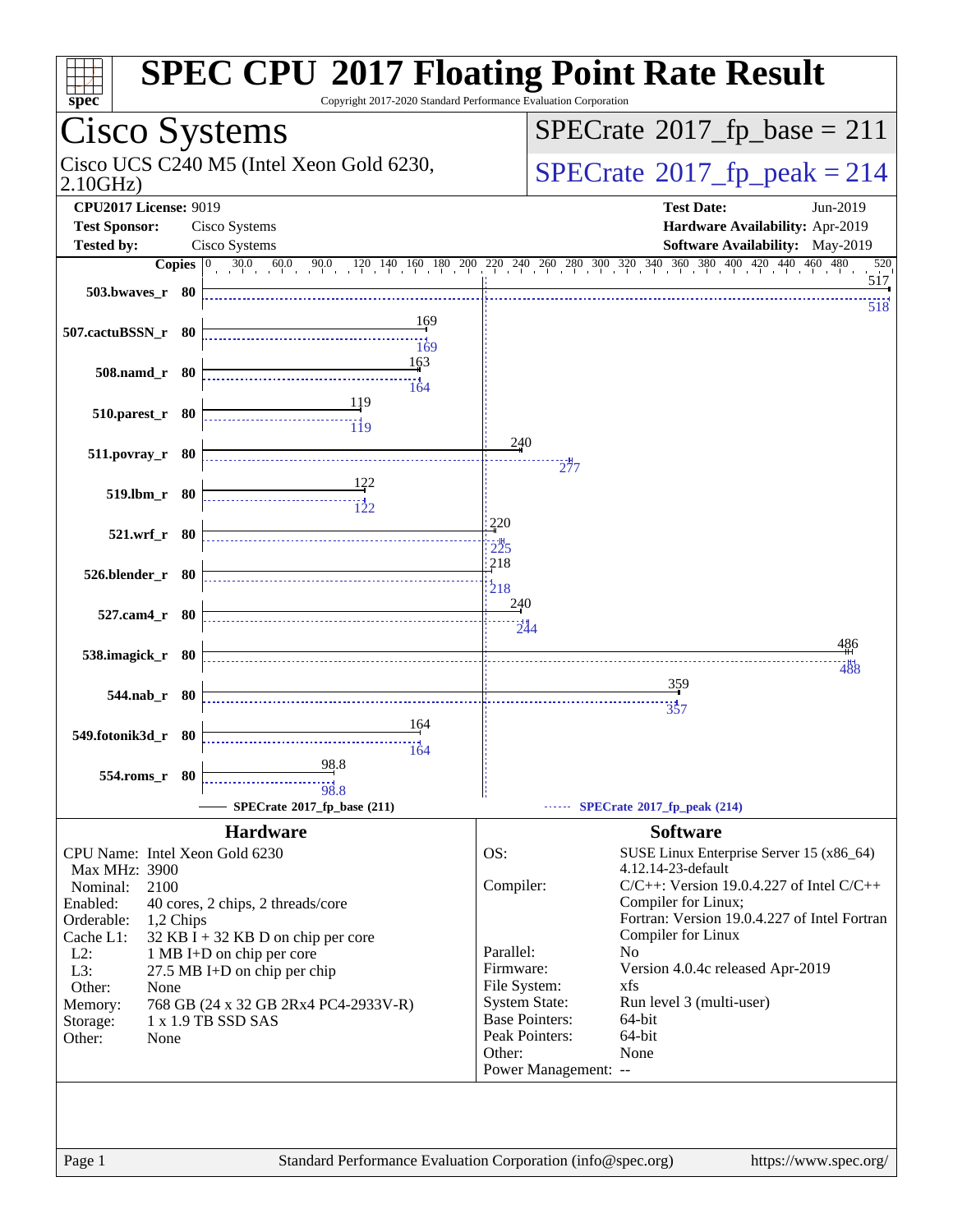# SPEC CPU 2017 Floating Point Rate Result

Copyright 2017-2020 Standard Performance Evaluation Corporation

## Cisco Systems

Cisco UCS C240 M5 (Intel Xeon Gold 6230, 2.10GHz)

**SPECrate 2017_fp_base = 211**

**SPECrate 2017_fp_peak = 214**

| | | | |
|---|---|---|---|
| **CPU2017 License:** | 9019 | **Test Date:** | Jun-2019 |
| **Test Sponsor:** | Cisco Systems | **Hardware Availability:** | Apr-2019 |
| **Tested by:** | Cisco Systems | **Software Availability:** | May-2019 |

| Benchmark | Copies | SPECrate 2017_fp_base (211) | SPECrate 2017_fp_peak (214) |
|---|---|---|---|
| 503.bwaves_r | 80 | 517 | 518 |
| 507.cactuBSSN_r | 80 | 169 | 169 |
| 508.namd_r | 80 | 163 | 164 |
| 510.parest_r | 80 | 119 | 119 |
| 511.povray_r | 80 | 240 | 277 |
| 519.lbm_r | 80 | 122 | 122 |
| 521.wrf_r | 80 | 220 | 225 |
| 526.blender_r | 80 | 218 | 218 |
| 527.cam4_r | 80 | 240 | 244 |
| 538.imagick_r | 80 | 486 | 488 |
| 544.nab_r | 80 | 359 | 357 |
| 549.fotonik3d_r | 80 | 164 | 164 |
| 554.roms_r | 80 | 98.8 | 98.8 |

### Hardware

| | |
|---|---|
| CPU Name: | Intel Xeon Gold 6230 |
| Max MHz: | 3900 |
| Nominal: | 2100 |
| Enabled: | 40 cores, 2 chips, 2 threads/core |
| Orderable: | 1,2 Chips |
| Cache L1: | 32 KB I + 32 KB D on chip per core |
| L2: | 1 MB I+D on chip per core |
| L3: | 27.5 MB I+D on chip per chip |
| Other: | None |
| Memory: | 768 GB (24 x 32 GB 2Rx4 PC4-2933V-R) |
| Storage: | 1 x 1.9 TB SSD SAS |
| Other: | None |

### Software

| | |
|---|---|
| OS: | SUSE Linux Enterprise Server 15 (x86_64) 4.12.14-23-default |
| Compiler: | C/C++: Version 19.0.4.227 of Intel C/C++ Compiler for Linux; Fortran: Version 19.0.4.227 of Intel Fortran Compiler for Linux |
| Parallel: | No |
| Firmware: | Version 4.0.4c released Apr-2019 |
| File System: | xfs |
| System State: | Run level 3 (multi-user) |
| Base Pointers: | 64-bit |
| Peak Pointers: | 64-bit |
| Other: | None |
| Power Management: | -- |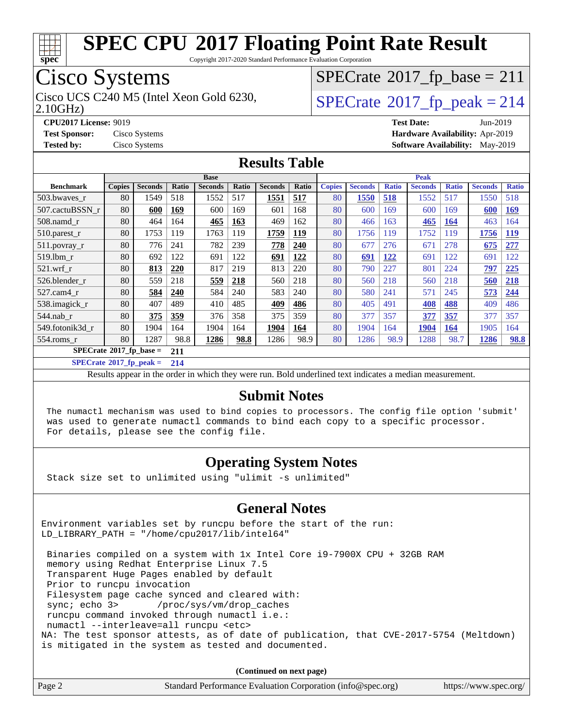# SPEC CPU 2017 Floating Point Rate Result

Copyright 2017-2020 Standard Performance Evaluation Corporation

## Cisco Systems

Cisco UCS C240 M5 (Intel Xeon Gold 6230, 2.10GHz)

SPECrate 2017_fp_base = 211

SPECrate 2017_fp_peak = 214

**CPU2017 License:** 9019
**Test Sponsor:** Cisco Systems
**Tested by:** Cisco Systems
**Test Date:** Jun-2019
**Hardware Availability:** Apr-2019
**Software Availability:** May-2019

## Results Table

| Benchmark | Base | | | | | | | Peak | | | | | | |
|---|---|---|---|---|---|---|---|---|---|---|---|---|---|---|
| | Copies | Seconds | Ratio | Seconds | Ratio | Seconds | Ratio | Copies | Seconds | Ratio | Seconds | Ratio | Seconds | Ratio |
| 503.bwaves_r | 80 | 1549 | 518 | 1552 | 517 | **1551** | **517** | 80 | **1550** | **518** | 1552 | 517 | 1550 | 518 |
| 507.cactuBSSN_r | 80 | **600** | **169** | 600 | 169 | 601 | 168 | 80 | 600 | 169 | 600 | 169 | **600** | **169** |
| 508.namd_r | 80 | 464 | 164 | **465** | **163** | 469 | 162 | 80 | 466 | 163 | **465** | **164** | 463 | 164 |
| 510.parest_r | 80 | 1753 | 119 | 1763 | 119 | **1759** | **119** | 80 | 1756 | 119 | 1752 | 119 | **1756** | **119** |
| 511.povray_r | 80 | 776 | 241 | 782 | 239 | **778** | **240** | 80 | 677 | 276 | 671 | 278 | **675** | **277** |
| 519.lbm_r | 80 | 692 | 122 | 691 | 122 | **691** | **122** | 80 | **691** | **122** | 691 | 122 | 691 | 122 |
| 521.wrf_r | 80 | **813** | **220** | 817 | 219 | 813 | 220 | 80 | 790 | 227 | 801 | 224 | **797** | **225** |
| 526.blender_r | 80 | 559 | 218 | **559** | **218** | 560 | 218 | 80 | 560 | 218 | 560 | 218 | **560** | **218** |
| 527.cam4_r | 80 | **584** | **240** | 584 | 240 | 583 | 240 | 80 | 580 | 241 | 571 | 245 | **573** | **244** |
| 538.imagick_r | 80 | 407 | 489 | 410 | 485 | **409** | **486** | 80 | 405 | 491 | **408** | **488** | 409 | 486 |
| 544.nab_r | 80 | **375** | **359** | 376 | 358 | 375 | 359 | 80 | 377 | 357 | **377** | **357** | 377 | 357 |
| 549.fotonik3d_r | 80 | 1904 | 164 | 1904 | 164 | **1904** | **164** | 80 | 1904 | 164 | **1904** | **164** | 1905 | 164 |
| 554.roms_r | 80 | 1287 | 98.8 | **1286** | **98.8** | 1286 | 98.9 | 80 | 1286 | 98.9 | 1288 | 98.7 | **1286** | **98.8** |

SPECrate 2017_fp_base = **211**

SPECrate 2017_fp_peak = **214**

Results appear in the order in which they were run. Bold underlined text indicates a median measurement.

## Submit Notes

```
The numactl mechanism was used to bind copies to processors. The config file option 'submit'
was used to generate numactl commands to bind each copy to a specific processor.
For details, please see the config file.
```

## Operating System Notes

```
Stack size set to unlimited using "ulimit -s unlimited"
```

## General Notes

```
Environment variables set by runcpu before the start of the run:
LD_LIBRARY_PATH = "/home/cpu2017/lib/intel64"

 Binaries compiled on a system with 1x Intel Core i9-7900X CPU + 32GB RAM
 memory using Redhat Enterprise Linux 7.5
 Transparent Huge Pages enabled by default
 Prior to runcpu invocation
 Filesystem page cache synced and cleared with:
 sync; echo 3>       /proc/sys/vm/drop_caches
 runcpu command invoked through numactl i.e.:
 numactl --interleave=all runcpu <etc>
NA: The test sponsor attests, as of date of publication, that CVE-2017-5754 (Meltdown)
is mitigated in the system as tested and documented.
```

(Continued on next page)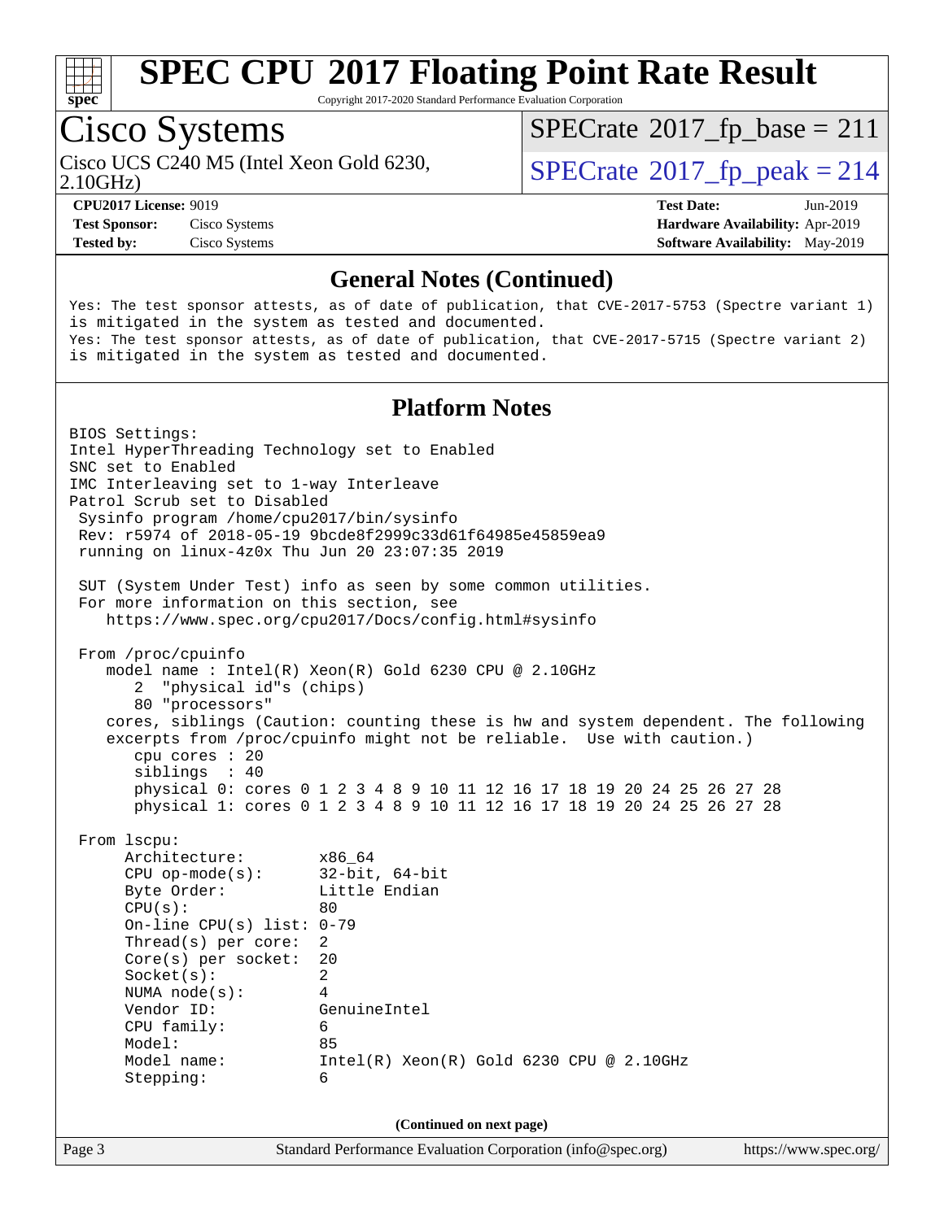# SPEC CPU 2017 Floating Point Rate Result

Copyright 2017-2020 Standard Performance Evaluation Corporation

## Cisco Systems

Cisco UCS C240 M5 (Intel Xeon Gold 6230, 2.10GHz)

SPECrate 2017_fp_base = 211

SPECrate 2017_fp_peak = 214

**CPU2017 License:** 9019
**Test Sponsor:** Cisco Systems
**Tested by:** Cisco Systems

**Test Date:** Jun-2019
**Hardware Availability:** Apr-2019
**Software Availability:** May-2019

### General Notes (Continued)

```
Yes: The test sponsor attests, as of date of publication, that CVE-2017-5753 (Spectre variant 1)
is mitigated in the system as tested and documented.
Yes: The test sponsor attests, as of date of publication, that CVE-2017-5715 (Spectre variant 2)
is mitigated in the system as tested and documented.
```

### Platform Notes

```
BIOS Settings:
Intel HyperThreading Technology set to Enabled
SNC set to Enabled
IMC Interleaving set to 1-way Interleave
Patrol Scrub set to Disabled
 Sysinfo program /home/cpu2017/bin/sysinfo
 Rev: r5974 of 2018-05-19 9bcde8f2999c33d61f64985e45859ea9
 running on linux-4z0x Thu Jun 20 23:07:35 2019

 SUT (System Under Test) info as seen by some common utilities.
 For more information on this section, see
    https://www.spec.org/cpu2017/Docs/config.html#sysinfo

 From /proc/cpuinfo
    model name : Intel(R) Xeon(R) Gold 6230 CPU @ 2.10GHz
       2  "physical id"s (chips)
       80 "processors"
    cores, siblings (Caution: counting these is hw and system dependent. The following
    excerpts from /proc/cpuinfo might not be reliable.  Use with caution.)
       cpu cores : 20
       siblings  : 40
       physical 0: cores 0 1 2 3 4 8 9 10 11 12 16 17 18 19 20 24 25 26 27 28
       physical 1: cores 0 1 2 3 4 8 9 10 11 12 16 17 18 19 20 24 25 26 27 28

 From lscpu:
      Architecture:          x86_64
      CPU op-mode(s):        32-bit, 64-bit
      Byte Order:            Little Endian
      CPU(s):                80
      On-line CPU(s) list:   0-79
      Thread(s) per core:    2
      Core(s) per socket:    20
      Socket(s):             2
      NUMA node(s):          4
      Vendor ID:             GenuineIntel
      CPU family:            6
      Model:                 85
      Model name:            Intel(R) Xeon(R) Gold 6230 CPU @ 2.10GHz
      Stepping:              6
```

(Continued on next page)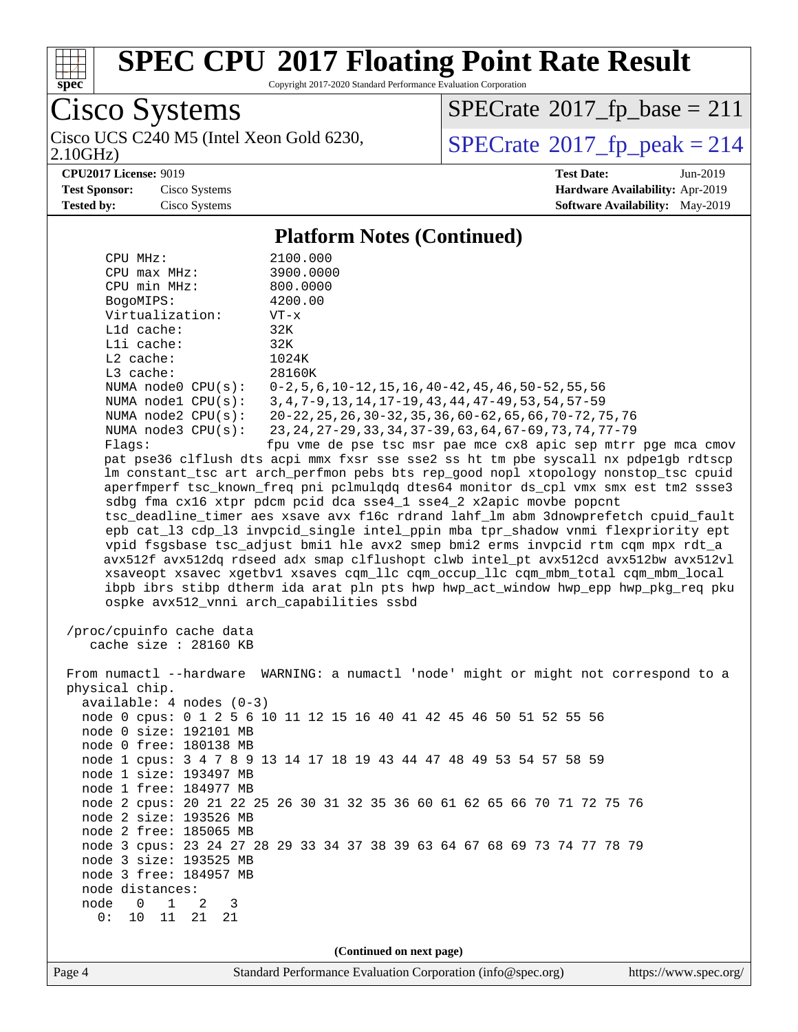## Platform Notes (Continued)

```
    CPU MHz:               2100.000
    CPU max MHz:           3900.0000
    CPU min MHz:           800.0000
    BogoMIPS:              4200.00
    Virtualization:        VT-x
    L1d cache:             32K
    L1i cache:             32K
    L2 cache:              1024K
    L3 cache:              28160K
    NUMA node0 CPU(s):     0-2,5,6,10-12,15,16,40-42,45,46,50-52,55,56
    NUMA node1 CPU(s):     3,4,7-9,13,14,17-19,43,44,47-49,53,54,57-59
    NUMA node2 CPU(s):     20-22,25,26,30-32,35,36,60-62,65,66,70-72,75,76
    NUMA node3 CPU(s):     23,24,27-29,33,34,37-39,63,64,67-69,73,74,77-79
    Flags:                 fpu vme de pse tsc msr pae mce cx8 apic sep mtrr pge mca cmov
    pat pse36 clflush dts acpi mmx fxsr sse sse2 ss ht tm pbe syscall nx pdpe1gb rdtscp
    lm constant_tsc art arch_perfmon pebs bts rep_good nopl xtopology nonstop_tsc cpuid
    aperfmperf tsc_known_freq pni pclmulqdq dtes64 monitor ds_cpl vmx smx est tm2 ssse3
    sdbg fma cx16 xtpr pdcm pcid dca sse4_1 sse4_2 x2apic movbe popcnt
    tsc_deadline_timer aes xsave avx f16c rdrand lahf_lm abm 3dnowprefetch cpuid_fault
    epb cat_l3 cdp_l3 invpcid_single intel_ppin mba tpr_shadow vnmi flexpriority ept
    vpid fsgsbase tsc_adjust bmi1 hle avx2 smep bmi2 erms invpcid rtm cqm mpx rdt_a
    avx512f avx512dq rdseed adx smap clflushopt clwb intel_pt avx512cd avx512bw avx512vl
    xsaveopt xsavec xgetbv1 xsaves cqm_llc cqm_occup_llc cqm_mbm_total cqm_mbm_local
    ibpb ibrs stibp dtherm ida arat pln pts hwp hwp_act_window hwp_epp hwp_pkg_req pku
    ospke avx512_vnni arch_capabilities ssbd

 /proc/cpuinfo cache data
    cache size : 28160 KB

 From numactl --hardware  WARNING: a numactl 'node' might or might not correspond to a
 physical chip.
   available: 4 nodes (0-3)
   node 0 cpus: 0 1 2 5 6 10 11 12 15 16 40 41 42 45 46 50 51 52 55 56
   node 0 size: 192101 MB
   node 0 free: 180138 MB
   node 1 cpus: 3 4 7 8 9 13 14 17 18 19 43 44 47 48 49 53 54 57 58 59
   node 1 size: 193497 MB
   node 1 free: 184977 MB
   node 2 cpus: 20 21 22 25 26 30 31 32 35 36 60 61 62 65 66 70 71 72 75 76
   node 2 size: 193526 MB
   node 2 free: 185065 MB
   node 3 cpus: 23 24 27 28 29 33 34 37 38 39 63 64 67 68 69 73 74 77 78 79
   node 3 size: 193525 MB
   node 3 free: 184957 MB
   node distances:
   node   0   1   2   3
     0:  10  11  21  21
```

(Continued on next page)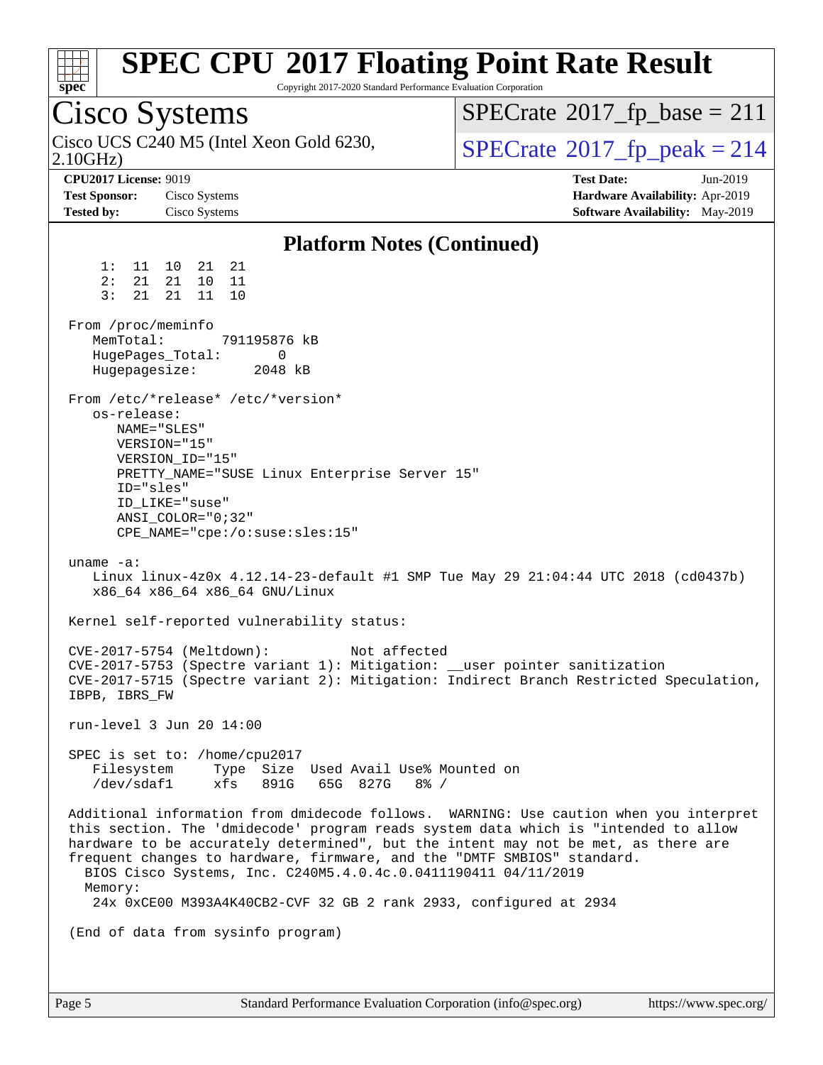# SPEC CPU 2017 Floating Point Rate Result

Copyright 2017-2020 Standard Performance Evaluation Corporation

## Cisco Systems

Cisco UCS C240 M5 (Intel Xeon Gold 6230, 2.10GHz)

SPECrate 2017_fp_base = 211

SPECrate 2017_fp_peak = 214

**CPU2017 License:** 9019
**Test Sponsor:** Cisco Systems
**Tested by:** Cisco Systems

**Test Date:** Jun-2019
**Hardware Availability:** Apr-2019
**Software Availability:** May-2019

### Platform Notes (Continued)

```
     1:  11  10  21  21
     2:  21  21  10  11
     3:  21  21  11  10

  From /proc/meminfo
     MemTotal:       791195876 kB
     HugePages_Total:       0
     Hugepagesize:       2048 kB

  From /etc/*release* /etc/*version*
     os-release:
        NAME="SLES"
        VERSION="15"
        VERSION_ID="15"
        PRETTY_NAME="SUSE Linux Enterprise Server 15"
        ID="sles"
        ID_LIKE="suse"
        ANSI_COLOR="0;32"
        CPE_NAME="cpe:/o:suse:sles:15"

  uname -a:
     Linux linux-4z0x 4.12.14-23-default #1 SMP Tue May 29 21:04:44 UTC 2018 (cd0437b)
     x86_64 x86_64 x86_64 GNU/Linux

  Kernel self-reported vulnerability status:

  CVE-2017-5754 (Meltdown):          Not affected
  CVE-2017-5753 (Spectre variant 1): Mitigation: __user pointer sanitization
  CVE-2017-5715 (Spectre variant 2): Mitigation: Indirect Branch Restricted Speculation,
  IBPB, IBRS_FW

  run-level 3 Jun 20 14:00

  SPEC is set to: /home/cpu2017
     Filesystem     Type  Size  Used Avail Use% Mounted on
     /dev/sdaf1     xfs   891G   65G  827G   8% /

  Additional information from dmidecode follows.  WARNING: Use caution when you interpret
  this section. The 'dmidecode' program reads system data which is "intended to allow
  hardware to be accurately determined", but the intent may not be met, as there are
  frequent changes to hardware, firmware, and the "DMTF SMBIOS" standard.
    BIOS Cisco Systems, Inc. C240M5.4.0.4c.0.0411190411 04/11/2019
    Memory:
     24x 0xCE00 M393A4K40CB2-CVF 32 GB 2 rank 2933, configured at 2934

  (End of data from sysinfo program)
```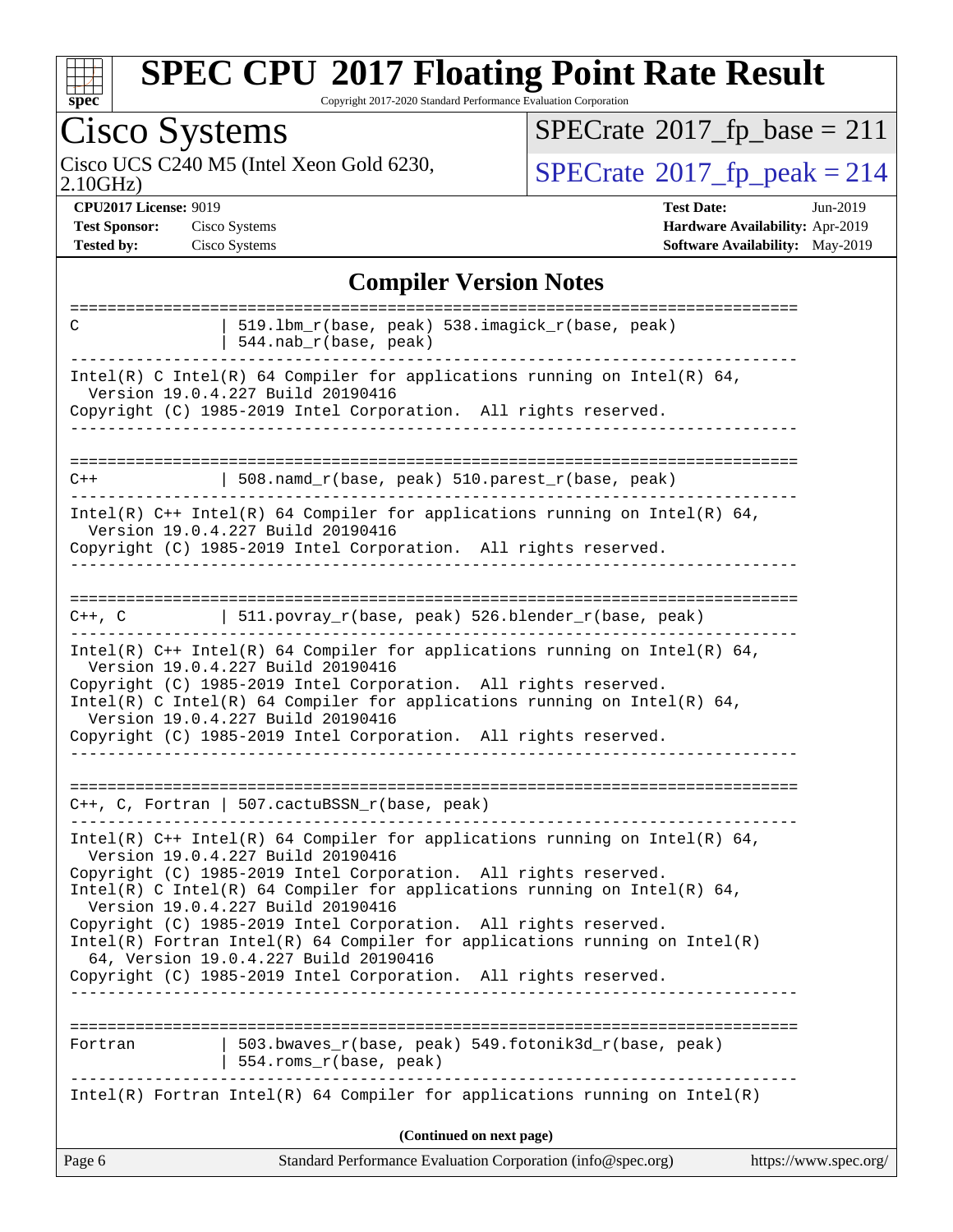## Compiler Version Notes

```
==============================================================================
C               | 519.lbm_r(base, peak) 538.imagick_r(base, peak)
                | 544.nab_r(base, peak)
------------------------------------------------------------------------------
Intel(R) C Intel(R) 64 Compiler for applications running on Intel(R) 64,
  Version 19.0.4.227 Build 20190416
Copyright (C) 1985-2019 Intel Corporation.  All rights reserved.
------------------------------------------------------------------------------

==============================================================================
C++             | 508.namd_r(base, peak) 510.parest_r(base, peak)
------------------------------------------------------------------------------
Intel(R) C++ Intel(R) 64 Compiler for applications running on Intel(R) 64,
  Version 19.0.4.227 Build 20190416
Copyright (C) 1985-2019 Intel Corporation.  All rights reserved.
------------------------------------------------------------------------------

==============================================================================
C++, C          | 511.povray_r(base, peak) 526.blender_r(base, peak)
------------------------------------------------------------------------------
Intel(R) C++ Intel(R) 64 Compiler for applications running on Intel(R) 64,
  Version 19.0.4.227 Build 20190416
Copyright (C) 1985-2019 Intel Corporation.  All rights reserved.
Intel(R) C Intel(R) 64 Compiler for applications running on Intel(R) 64,
  Version 19.0.4.227 Build 20190416
Copyright (C) 1985-2019 Intel Corporation.  All rights reserved.
------------------------------------------------------------------------------

==============================================================================
C++, C, Fortran | 507.cactuBSSN_r(base, peak)
------------------------------------------------------------------------------
Intel(R) C++ Intel(R) 64 Compiler for applications running on Intel(R) 64,
  Version 19.0.4.227 Build 20190416
Copyright (C) 1985-2019 Intel Corporation.  All rights reserved.
Intel(R) C Intel(R) 64 Compiler for applications running on Intel(R) 64,
  Version 19.0.4.227 Build 20190416
Copyright (C) 1985-2019 Intel Corporation.  All rights reserved.
Intel(R) Fortran Intel(R) 64 Compiler for applications running on Intel(R)
  64, Version 19.0.4.227 Build 20190416
Copyright (C) 1985-2019 Intel Corporation.  All rights reserved.
------------------------------------------------------------------------------

==============================================================================
Fortran         | 503.bwaves_r(base, peak) 549.fotonik3d_r(base, peak)
                | 554.roms_r(base, peak)
------------------------------------------------------------------------------
Intel(R) Fortran Intel(R) 64 Compiler for applications running on Intel(R)
```

**(Continued on next page)**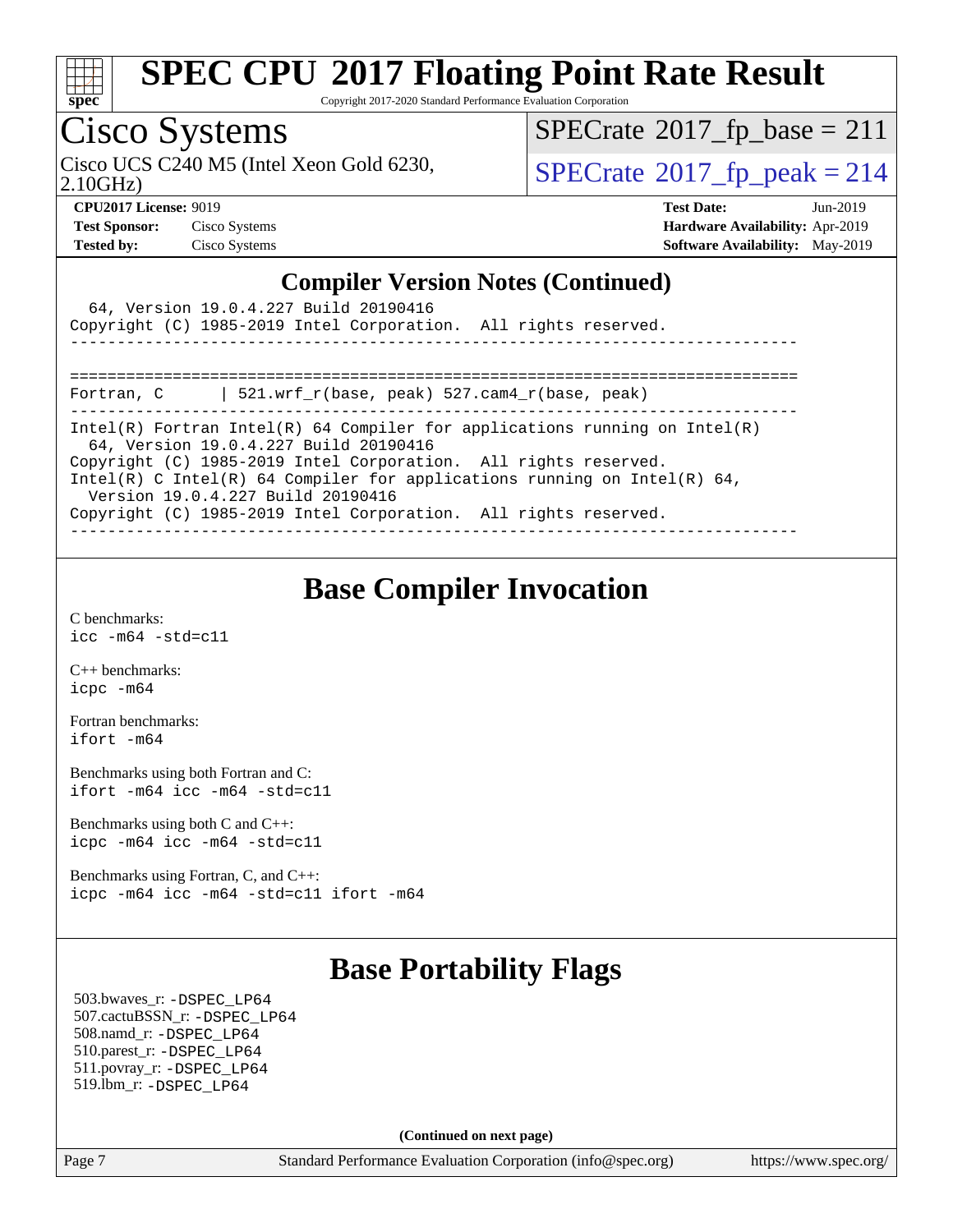## Compiler Version Notes (Continued)

```
  64, Version 19.0.4.227 Build 20190416
Copyright (C) 1985-2019 Intel Corporation.  All rights reserved.
------------------------------------------------------------------------------

==============================================================================
Fortran, C      | 521.wrf_r(base, peak) 527.cam4_r(base, peak)
------------------------------------------------------------------------------
Intel(R) Fortran Intel(R) 64 Compiler for applications running on Intel(R)
  64, Version 19.0.4.227 Build 20190416
Copyright (C) 1985-2019 Intel Corporation.  All rights reserved.
Intel(R) C Intel(R) 64 Compiler for applications running on Intel(R) 64,
  Version 19.0.4.227 Build 20190416
Copyright (C) 1985-2019 Intel Corporation.  All rights reserved.
------------------------------------------------------------------------------
```

## Base Compiler Invocation

C benchmarks:
`icc -m64 -std=c11`

C++ benchmarks:
`icpc -m64`

Fortran benchmarks:
`ifort -m64`

Benchmarks using both Fortran and C:
`ifort -m64 icc -m64 -std=c11`

Benchmarks using both C and C++:
`icpc -m64 icc -m64 -std=c11`

Benchmarks using Fortran, C, and C++:
`icpc -m64 icc -m64 -std=c11 ifort -m64`

## Base Portability Flags

503.bwaves_r: -DSPEC_LP64
507.cactuBSSN_r: -DSPEC_LP64
508.namd_r: -DSPEC_LP64
510.parest_r: -DSPEC_LP64
511.povray_r: -DSPEC_LP64
519.lbm_r: -DSPEC_LP64

**(Continued on next page)**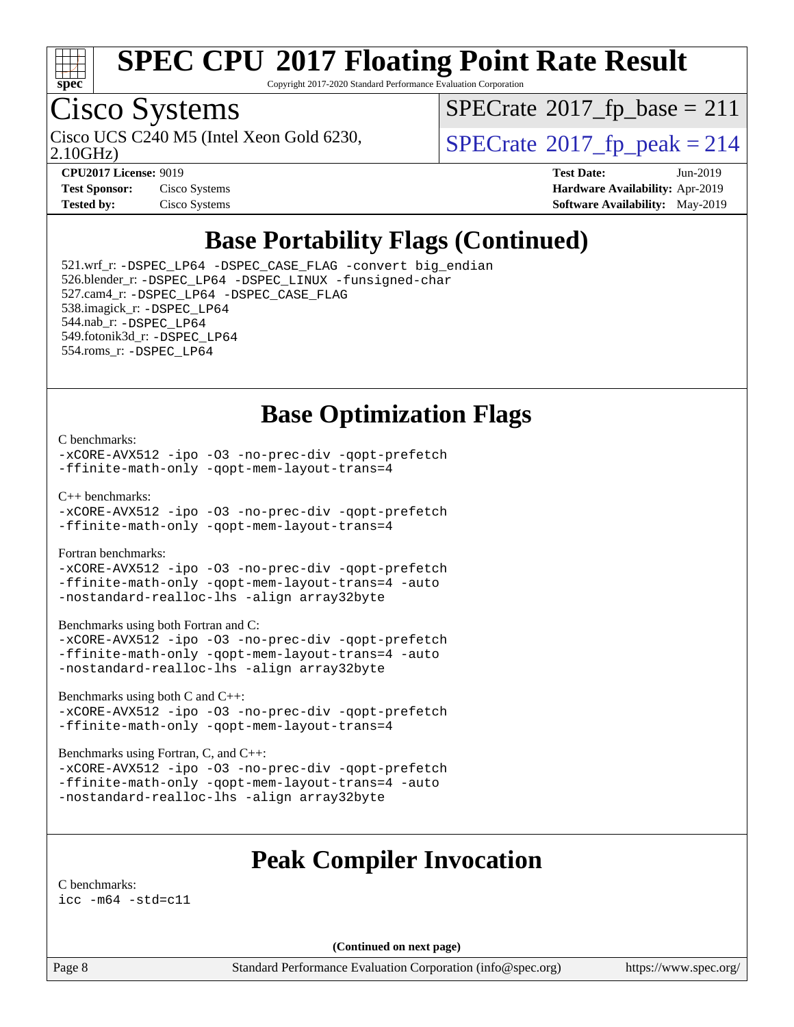# SPEC CPU 2017 Floating Point Rate Result

Copyright 2017-2020 Standard Performance Evaluation Corporation

## Cisco Systems

Cisco UCS C240 M5 (Intel Xeon Gold 6230, 2.10GHz)

SPECrate 2017_fp_base = 211

SPECrate 2017_fp_peak = 214

**CPU2017 License:** 9019
**Test Sponsor:** Cisco Systems
**Tested by:** Cisco Systems

**Test Date:** Jun-2019
**Hardware Availability:** Apr-2019
**Software Availability:** May-2019

## Base Portability Flags (Continued)

521.wrf_r: `-DSPEC_LP64 -DSPEC_CASE_FLAG -convert big_endian`
526.blender_r: `-DSPEC_LP64 -DSPEC_LINUX -funsigned-char`
527.cam4_r: `-DSPEC_LP64 -DSPEC_CASE_FLAG`
538.imagick_r: `-DSPEC_LP64`
544.nab_r: `-DSPEC_LP64`
549.fotonik3d_r: `-DSPEC_LP64`
554.roms_r: `-DSPEC_LP64`

## Base Optimization Flags

C benchmarks:
```
-xCORE-AVX512 -ipo -O3 -no-prec-div -qopt-prefetch
-ffinite-math-only -qopt-mem-layout-trans=4
```

C++ benchmarks:
```
-xCORE-AVX512 -ipo -O3 -no-prec-div -qopt-prefetch
-ffinite-math-only -qopt-mem-layout-trans=4
```

Fortran benchmarks:
```
-xCORE-AVX512 -ipo -O3 -no-prec-div -qopt-prefetch
-ffinite-math-only -qopt-mem-layout-trans=4 -auto
-nostandard-realloc-lhs -align array32byte
```

Benchmarks using both Fortran and C:
```
-xCORE-AVX512 -ipo -O3 -no-prec-div -qopt-prefetch
-ffinite-math-only -qopt-mem-layout-trans=4 -auto
-nostandard-realloc-lhs -align array32byte
```

Benchmarks using both C and C++:
```
-xCORE-AVX512 -ipo -O3 -no-prec-div -qopt-prefetch
-ffinite-math-only -qopt-mem-layout-trans=4
```

Benchmarks using Fortran, C, and C++:
```
-xCORE-AVX512 -ipo -O3 -no-prec-div -qopt-prefetch
-ffinite-math-only -qopt-mem-layout-trans=4 -auto
-nostandard-realloc-lhs -align array32byte
```

## Peak Compiler Invocation

C benchmarks:
```
icc -m64 -std=c11
```

**(Continued on next page)**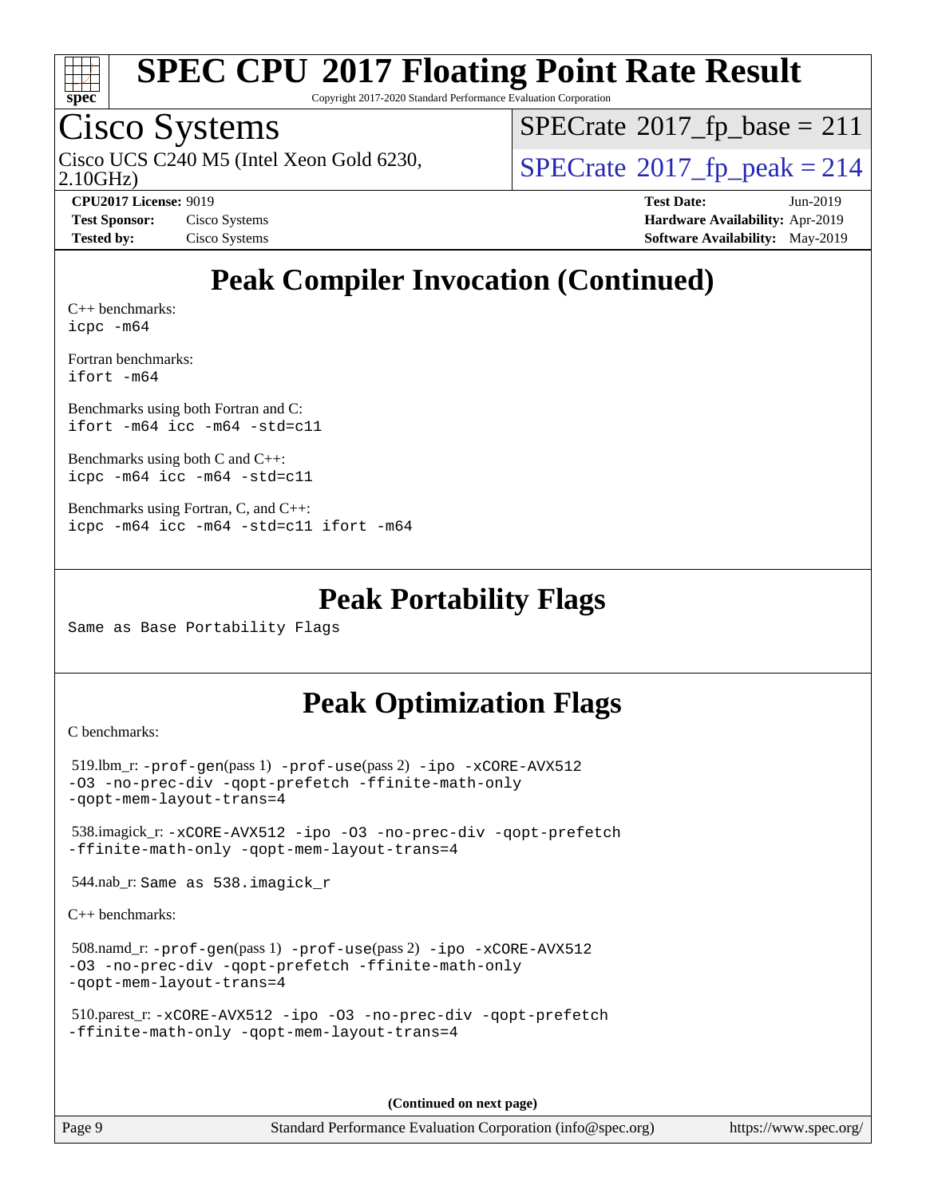# Peak Compiler Invocation (Continued)

C++ benchmarks:
`icpc -m64`

Fortran benchmarks:
`ifort -m64`

Benchmarks using both Fortran and C:
`ifort -m64 icc -m64 -std=c11`

Benchmarks using both C and C++:
`icpc -m64 icc -m64 -std=c11`

Benchmarks using Fortran, C, and C++:
`icpc -m64 icc -m64 -std=c11 ifort -m64`

# Peak Portability Flags

Same as Base Portability Flags

# Peak Optimization Flags

C benchmarks:

519.lbm_r: `-prof-gen`(pass 1) `-prof-use`(pass 2) `-ipo -xCORE-AVX512 -O3 -no-prec-div -qopt-prefetch -ffinite-math-only -qopt-mem-layout-trans=4`

538.imagick_r: `-xCORE-AVX512 -ipo -O3 -no-prec-div -qopt-prefetch -ffinite-math-only -qopt-mem-layout-trans=4`

544.nab_r: Same as 538.imagick_r

C++ benchmarks:

508.namd_r: `-prof-gen`(pass 1) `-prof-use`(pass 2) `-ipo -xCORE-AVX512 -O3 -no-prec-div -qopt-prefetch -ffinite-math-only -qopt-mem-layout-trans=4`

510.parest_r: `-xCORE-AVX512 -ipo -O3 -no-prec-div -qopt-prefetch -ffinite-math-only -qopt-mem-layout-trans=4`

**(Continued on next page)**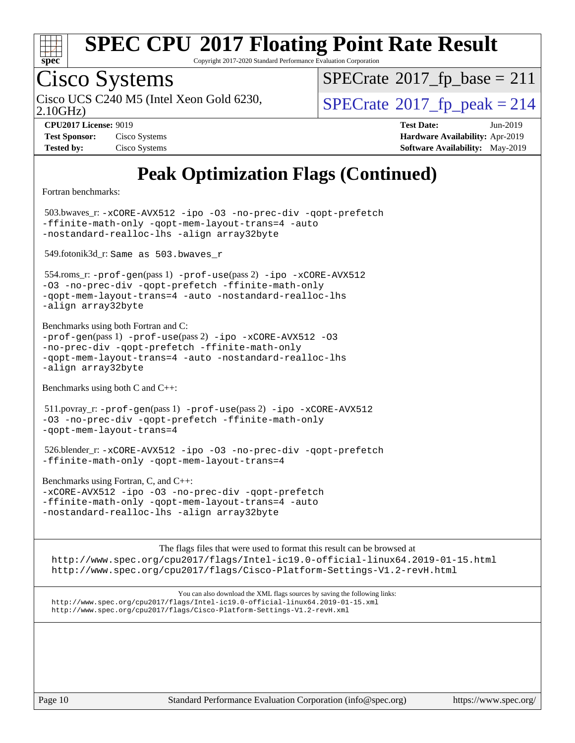# SPEC CPU 2017 Floating Point Rate Result

Copyright 2017-2020 Standard Performance Evaluation Corporation

## Cisco Systems

Cisco UCS C240 M5 (Intel Xeon Gold 6230, 2.10GHz)

SPECrate 2017_fp_base = 211

SPECrate 2017_fp_peak = 214

**CPU2017 License:** 9019
**Test Sponsor:** Cisco Systems
**Tested by:** Cisco Systems

**Test Date:** Jun-2019
**Hardware Availability:** Apr-2019
**Software Availability:** May-2019

# Peak Optimization Flags (Continued)

Fortran benchmarks:

503.bwaves_r: `-xCORE-AVX512 -ipo -O3 -no-prec-div -qopt-prefetch -ffinite-math-only -qopt-mem-layout-trans=4 -auto -nostandard-realloc-lhs -align array32byte`

549.fotonik3d_r: `Same as 503.bwaves_r`

554.roms_r: `-prof-gen`(pass 1) `-prof-use`(pass 2) `-ipo -xCORE-AVX512 -O3 -no-prec-div -qopt-prefetch -ffinite-math-only -qopt-mem-layout-trans=4 -auto -nostandard-realloc-lhs -align array32byte`

Benchmarks using both Fortran and C:
`-prof-gen`(pass 1) `-prof-use`(pass 2) `-ipo -xCORE-AVX512 -O3 -no-prec-div -qopt-prefetch -ffinite-math-only -qopt-mem-layout-trans=4 -auto -nostandard-realloc-lhs -align array32byte`

Benchmarks using both C and C++:

511.povray_r: `-prof-gen`(pass 1) `-prof-use`(pass 2) `-ipo -xCORE-AVX512 -O3 -no-prec-div -qopt-prefetch -ffinite-math-only -qopt-mem-layout-trans=4`

526.blender_r: `-xCORE-AVX512 -ipo -O3 -no-prec-div -qopt-prefetch -ffinite-math-only -qopt-mem-layout-trans=4`

Benchmarks using Fortran, C, and C++:
`-xCORE-AVX512 -ipo -O3 -no-prec-div -qopt-prefetch -ffinite-math-only -qopt-mem-layout-trans=4 -auto -nostandard-realloc-lhs -align array32byte`

The flags files that were used to format this result can be browsed at
http://www.spec.org/cpu2017/flags/Intel-ic19.0-official-linux64.2019-01-15.html
http://www.spec.org/cpu2017/flags/Cisco-Platform-Settings-V1.2-revH.html

You can also download the XML flags sources by saving the following links:
http://www.spec.org/cpu2017/flags/Intel-ic19.0-official-linux64.2019-01-15.xml
http://www.spec.org/cpu2017/flags/Cisco-Platform-Settings-V1.2-revH.xml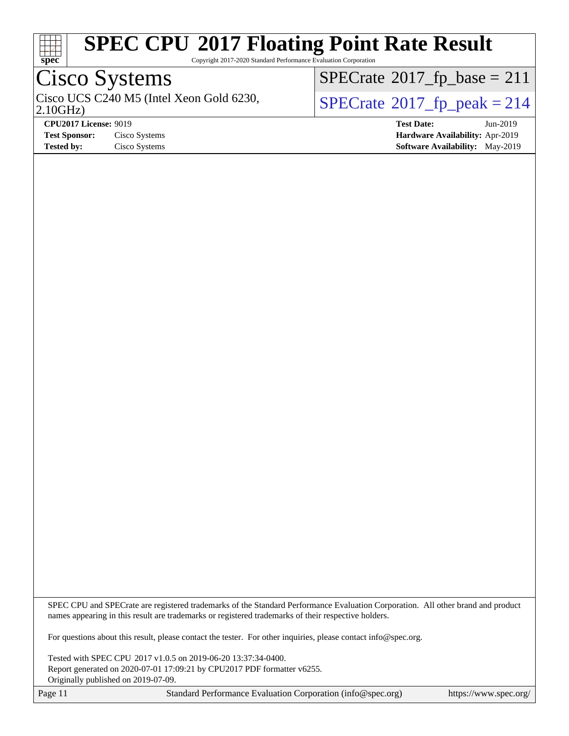SPEC CPU and SPECrate are registered trademarks of the Standard Performance Evaluation Corporation. All other brand and product names appearing in this result are trademarks or registered trademarks of their respective holders.

For questions about this result, please contact the tester. For other inquiries, please contact info@spec.org.

Tested with SPEC CPU 2017 v1.0.5 on 2019-06-20 13:37:34-0400.
Report generated on 2020-07-01 17:09:21 by CPU2017 PDF formatter v6255.
Originally published on 2019-07-09.